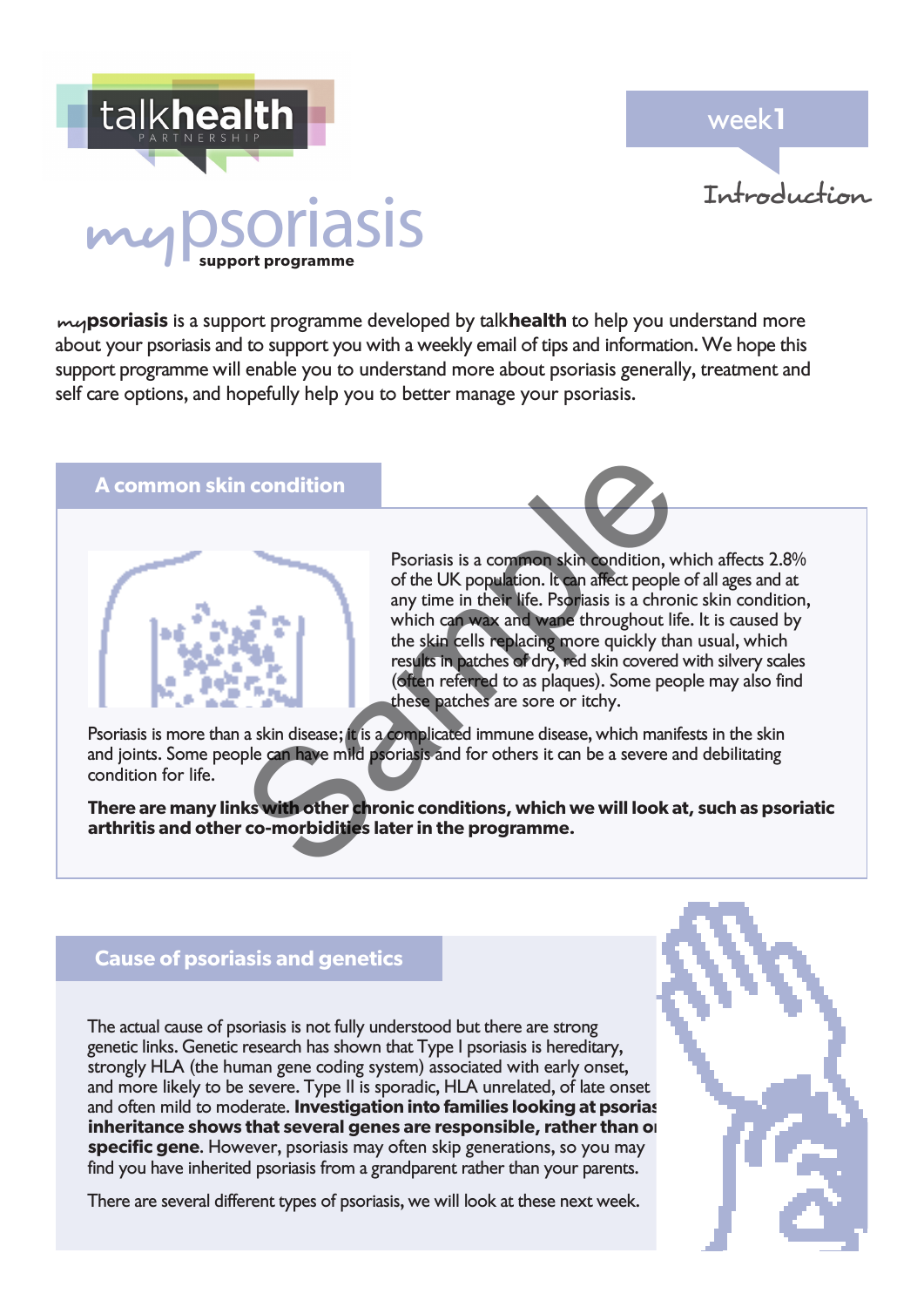# mypsoriasis

**support programme**

## week1

Introduction

**mypsoriasis** is a support programme developed by talk**health** to help you understand more about your psoriasis and to support you with a weekly email of tips and information. We hope this support programme will enable you to understand more about psoriasis generally, treatment and self care options, and hopefully help you to better manage your psoriasis.

## A common skin condition

Psoriasis is a common skin condition, which affects 2.8% of the UK population. It can affect people of all ages and at any time in their life. Psoriasis is a chronic skin condition, which can wax and wane throughout life. It is caused by the skin cells replacing more quickly than usual, which results in patches of dry, red skin covered with silvery scales (often referred to as plaques). Some people may also find these patches are sore or itchy.

Psoriasis is more than a skin disease; it is a complicated immune disease, which manifests in the skin and joints. Some people can have mild psoriasis and for others it can be a severe and debilitating condition for life.

**There are many links with other chronic conditions, which we will look at, such as psoriatic arthritis and other co-morbidities later in the programme.**

## Cause of psoriasis and genetics

The actual cause of psoriasis is not fully understood but there are strong genetic links. Genetic research has shown that Type I psoriasis is hereditary, strongly HLA (the human gene coding system) associated with early onset, and more likely to be severe. Type II is sporadic, HLA unrelated, of late onset and often mild to moderate. **Investigation into families looking at psorias inheritance shows that several genes are responsible, rather than o specific gene**. However, psoriasis may often skip generations, so you may find you have inherited psoriasis from a grandparent rather than your parents.

There are several different types of psoriasis, we will look at these next week.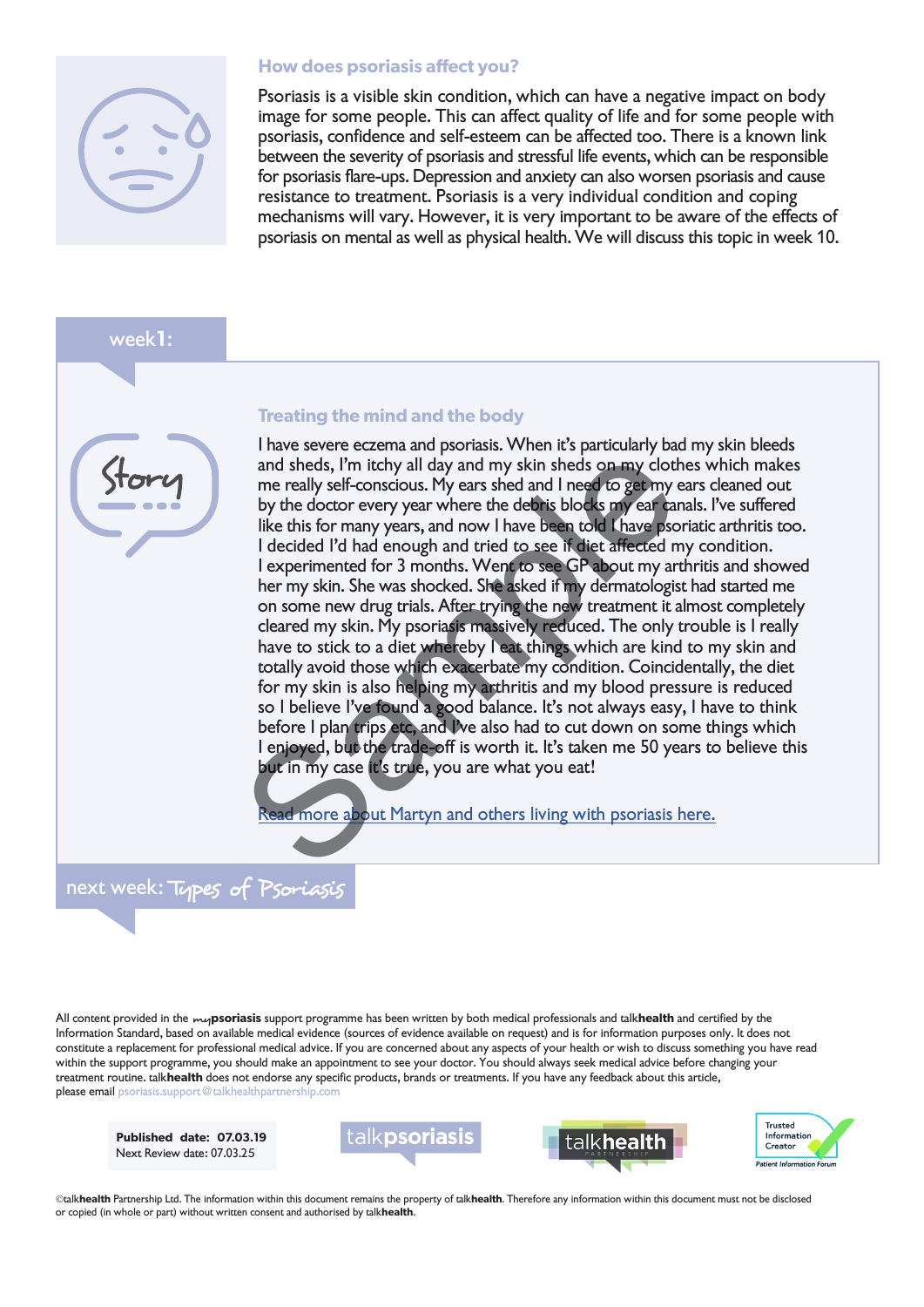## How does psoriasis affect you?

Psoriasis is a visible skin condition, which can have a negative impact on body image for some people. This can affect quality of life and for some people with psoriasis, confidence and self-esteem can be affected too. There is a known link between the severity of psoriasis and stressful life events, which can be responsible for psoriasis flare-ups. Depression and anxiety can also worsen psoriasis and cause resistance to treatment. Psoriasis is a very individual condition and coping mechanisms will vary. However, it is very important to be aware of the effects of psoriasis on mental as well as physical health. We will discuss this topic in week 10.

week**1**:

Story

## Treating the mind and the body

I have severe eczema and psoriasis. When it's particularly bad my skin bleeds and sheds, I'm itchy all day and my skin sheds on my clothes which makes me really self-conscious. My ears shed and I need to get my ears cleaned out by the doctor every year where the debris blocks my ear canals. I've suffered like this for many years, and now I have been told I have psoriatic arthritis too. I decided I'd had enough and tried to see if diet affected my condition. I experimented for 3 months. Went to see GP about my arthritis and showed her my skin. She was shocked. She asked if my dermatologist had started me on some new drug trials. After trying the new treatment it almost completely cleared my skin. My psoriasis massively reduced. The only trouble is I really have to stick to a diet whereby I eat things which are kind to my skin and totally avoid those which exacerbate my condition. Coincidentally, the diet for my skin is also helping my arthritis and my blood pressure is reduced so I believe I've found a good balance. It's not always easy, I have to think before I plan trips etc, and I've also had to cut down on some things which I enjoyed, but the trade-off is worth it. It's taken me 50 years to believe this but in my case it's true, you are what you eat!

Read more about Martyn and others living with psoriasis here.

next week: Types of Psoriasis

All content provided in the mypsoriasis support programme has been written by both medical professionals and talk**health** and certified by the Information Standard, based on available medical evidence (sources of evidence available on request) and is for information purposes only. It does not constitute a replacement for professional medical advice. If you are concerned about any aspects of your health or wish to discuss something you have read within the support programme, you should make an appointment to see your doctor. You should always seek medical advice before changing your treatment routine. talk**health** does not endorse any specific products, brands or treatments. If you have any feedback about this article, please email psoriasis.support@talkhealthpartnership.com

**Published date: 07.03.19**
Next Review date: 07.03.25

talk**psoriasis**

talk**health** PARTNERSHIP

Trusted Information Creator
Patient Information Forum

©talk**health** Partnership Ltd. The information within this document remains the property of talk**health**. Therefore any information within this document must not be disclosed or copied (in whole or part) without written consent and authorised by talk**health**.